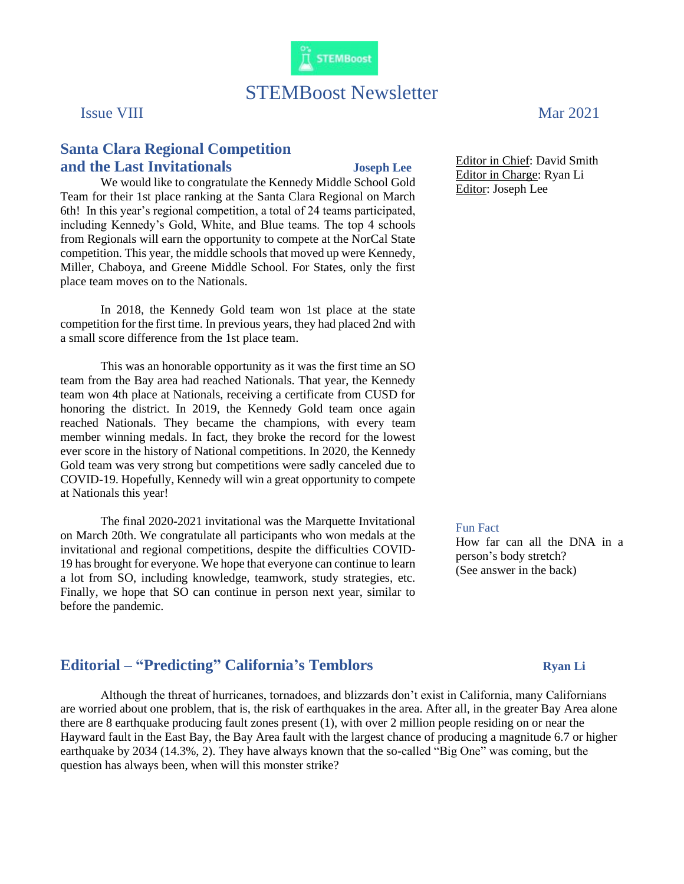STEMBoost

# STEMBoost Newsletter

Issue VIII — Mar 2021

## Santa Clara Regional Competition and the Last Invitationals

**Joseph Lee**

We would like to congratulate the Kennedy Middle School Gold Team for their 1st place ranking at the Santa Clara Regional on March 6th! In this year's regional competition, a total of 24 teams participated, including Kennedy's Gold, White, and Blue teams. The top 4 schools from Regionals will earn the opportunity to compete at the NorCal State competition. This year, the middle schools that moved up were Kennedy, Miller, Chaboya, and Greene Middle School. For States, only the first place team moves on to the Nationals.

In 2018, the Kennedy Gold team won 1st place at the state competition for the first time. In previous years, they had placed 2nd with a small score difference from the 1st place team.

This was an honorable opportunity as it was the first time an SO team from the Bay area had reached Nationals. That year, the Kennedy team won 4th place at Nationals, receiving a certificate from CUSD for honoring the district. In 2019, the Kennedy Gold team once again reached Nationals. They became the champions, with every team member winning medals. In fact, they broke the record for the lowest ever score in the history of National competitions. In 2020, the Kennedy Gold team was very strong but competitions were sadly canceled due to COVID-19. Hopefully, Kennedy will win a great opportunity to compete at Nationals this year!

The final 2020-2021 invitational was the Marquette Invitational on March 20th. We congratulate all participants who won medals at the invitational and regional competitions, despite the difficulties COVID-19 has brought for everyone. We hope that everyone can continue to learn a lot from SO, including knowledge, teamwork, study strategies, etc. Finally, we hope that SO can continue in person next year, similar to before the pandemic.

Editor in Chief: David Smith
Editor in Charge: Ryan Li
Editor: Joseph Lee

**Fun Fact**

How far can all the DNA in a person's body stretch?
(See answer in the back)

## Editorial – "Predicting" California's Temblors

**Ryan Li**

Although the threat of hurricanes, tornadoes, and blizzards don't exist in California, many Californians are worried about one problem, that is, the risk of earthquakes in the area. After all, in the greater Bay Area alone there are 8 earthquake producing fault zones present (1), with over 2 million people residing on or near the Hayward fault in the East Bay, the Bay Area fault with the largest chance of producing a magnitude 6.7 or higher earthquake by 2034 (14.3%, 2). They have always known that the so-called "Big One" was coming, but the question has always been, when will this monster strike?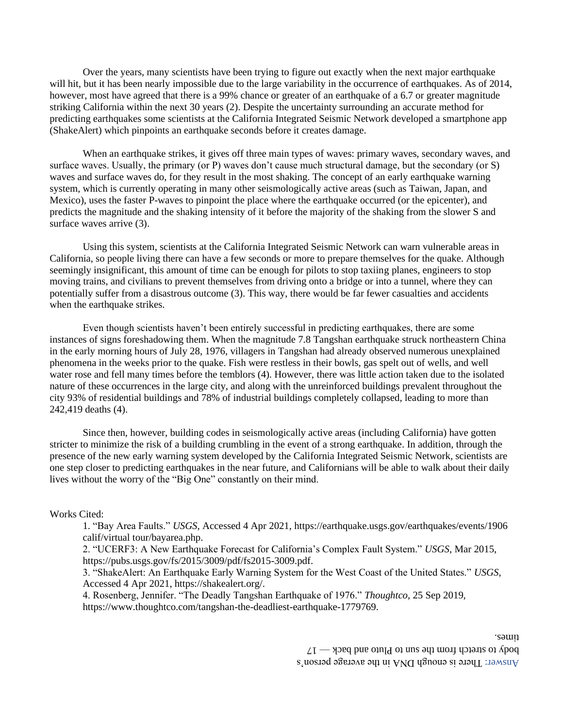Over the years, many scientists have been trying to figure out exactly when the next major earthquake will hit, but it has been nearly impossible due to the large variability in the occurrence of earthquakes. As of 2014, however, most have agreed that there is a 99% chance or greater of an earthquake of a 6.7 or greater magnitude striking California within the next 30 years (2). Despite the uncertainty surrounding an accurate method for predicting earthquakes some scientists at the California Integrated Seismic Network developed a smartphone app (ShakeAlert) which pinpoints an earthquake seconds before it creates damage.

When an earthquake strikes, it gives off three main types of waves: primary waves, secondary waves, and surface waves. Usually, the primary (or P) waves don't cause much structural damage, but the secondary (or S) waves and surface waves do, for they result in the most shaking. The concept of an early earthquake warning system, which is currently operating in many other seismologically active areas (such as Taiwan, Japan, and Mexico), uses the faster P-waves to pinpoint the place where the earthquake occurred (or the epicenter), and predicts the magnitude and the shaking intensity of it before the majority of the shaking from the slower S and surface waves arrive (3).

Using this system, scientists at the California Integrated Seismic Network can warn vulnerable areas in California, so people living there can have a few seconds or more to prepare themselves for the quake. Although seemingly insignificant, this amount of time can be enough for pilots to stop taxiing planes, engineers to stop moving trains, and civilians to prevent themselves from driving onto a bridge or into a tunnel, where they can potentially suffer from a disastrous outcome (3). This way, there would be far fewer casualties and accidents when the earthquake strikes.

Even though scientists haven't been entirely successful in predicting earthquakes, there are some instances of signs foreshadowing them. When the magnitude 7.8 Tangshan earthquake struck northeastern China in the early morning hours of July 28, 1976, villagers in Tangshan had already observed numerous unexplained phenomena in the weeks prior to the quake. Fish were restless in their bowls, gas spelt out of wells, and well water rose and fell many times before the temblors (4). However, there was little action taken due to the isolated nature of these occurrences in the large city, and along with the unreinforced buildings prevalent throughout the city 93% of residential buildings and 78% of industrial buildings completely collapsed, leading to more than 242,419 deaths (4).

Since then, however, building codes in seismologically active areas (including California) have gotten stricter to minimize the risk of a building crumbling in the event of a strong earthquake. In addition, through the presence of the new early warning system developed by the California Integrated Seismic Network, scientists are one step closer to predicting earthquakes in the near future, and Californians will be able to walk about their daily lives without the worry of the "Big One" constantly on their mind.

Works Cited:

1. "Bay Area Faults." *USGS*, Accessed 4 Apr 2021, https://earthquake.usgs.gov/earthquakes/events/1906calif/virtual tour/bayarea.php.
2. "UCERF3: A New Earthquake Forecast for California's Complex Fault System." *USGS*, Mar 2015, https://pubs.usgs.gov/fs/2015/3009/pdf/fs2015-3009.pdf.
3. "ShakeAlert: An Earthquake Early Warning System for the West Coast of the United States." *USGS*, Accessed 4 Apr 2021, https://shakealert.org/.
4. Rosenberg, Jennifer. "The Deadly Tangshan Earthquake of 1976." *Thoughtco*, 25 Sep 2019, https://www.thoughtco.com/tangshan-the-deadliest-earthquake-1779769.

Answer: There is enough DNA in the average person's body to stretch from the sun to Pluto and back — 17 times.